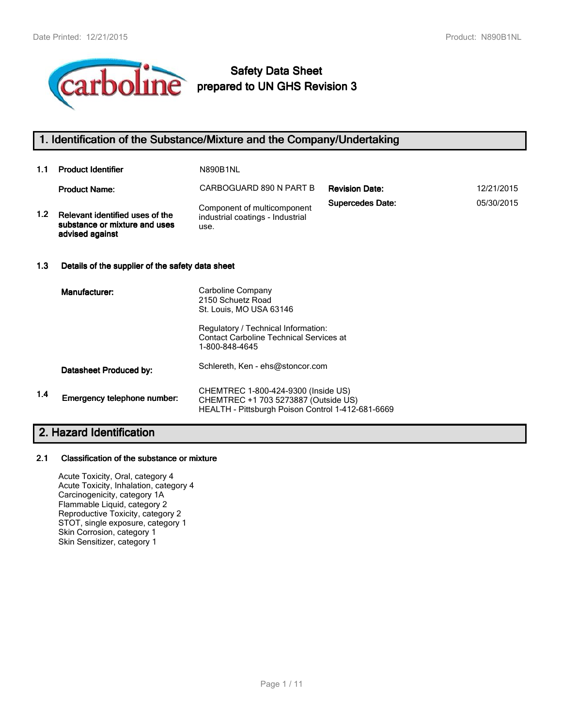# Safety Data Sheet prepared to UN GHS Revision 3

## 1. Identification of the Substance/Mixture and the Company/Undertaking

**1.1 Product Identifier** N890B1NL

| | | | |
|---|---|---|---|
| **Product Name:** | CARBOGUARD 890 N PART B | **Revision Date:** | 12/21/2015 |
| | | **Supercedes Date:** | 05/30/2015 |

**1.2 Relevant identified uses of the substance or mixture and uses advised against**

Component of multicomponent industrial coatings - Industrial use.

**1.3 Details of the supplier of the safety data sheet**

**Manufacturer:**

Carboline Company
2150 Schuetz Road
St. Louis, MO USA 63146

Regulatory / Technical Information:
Contact Carboline Technical Services at
1-800-848-4645

**Datasheet Produced by:** Schlereth, Ken - ehs@stoncor.com

**1.4 Emergency telephone number:**

CHEMTREC 1-800-424-9300 (Inside US)
CHEMTREC +1 703 5273887 (Outside US)
HEALTH - Pittsburgh Poison Control 1-412-681-6669

## 2. Hazard Identification

**2.1 Classification of the substance or mixture**

Acute Toxicity, Oral, category 4
Acute Toxicity, Inhalation, category 4
Carcinogenicity, category 1A
Flammable Liquid, category 2
Reproductive Toxicity, category 2
STOT, single exposure, category 1
Skin Corrosion, category 1
Skin Sensitizer, category 1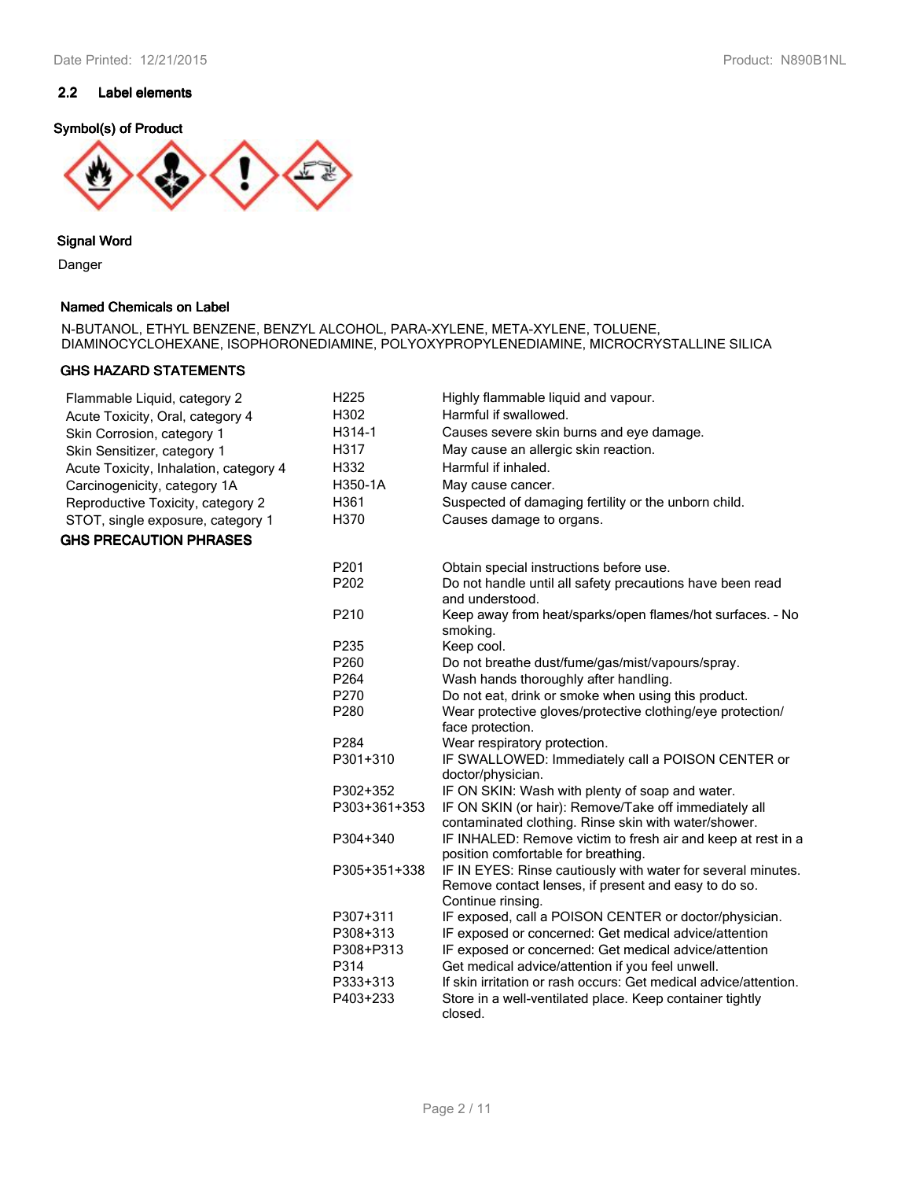## 2.2 Label elements

**Symbol(s) of Product**

**Signal Word**

Danger

**Named Chemicals on Label**

N-BUTANOL, ETHYL BENZENE, BENZYL ALCOHOL, PARA-XYLENE, META-XYLENE, TOLUENE, DIAMINOCYCLOHEXANE, ISOPHORONEDIAMINE, POLYOXYPROPYLENEDIAMINE, MICROCRYSTALLINE SILICA

**GHS HAZARD STATEMENTS**

| | | |
|---|---|---|
| Flammable Liquid, category 2 | H225 | Highly flammable liquid and vapour. |
| Acute Toxicity, Oral, category 4 | H302 | Harmful if swallowed. |
| Skin Corrosion, category 1 | H314-1 | Causes severe skin burns and eye damage. |
| Skin Sensitizer, category 1 | H317 | May cause an allergic skin reaction. |
| Acute Toxicity, Inhalation, category 4 | H332 | Harmful if inhaled. |
| Carcinogenicity, category 1A | H350-1A | May cause cancer. |
| Reproductive Toxicity, category 2 | H361 | Suspected of damaging fertility or the unborn child. |
| STOT, single exposure, category 1 | H370 | Causes damage to organs. |

**GHS PRECAUTION PHRASES**

| | |
|---|---|
| P201 | Obtain special instructions before use. |
| P202 | Do not handle until all safety precautions have been read and understood. |
| P210 | Keep away from heat/sparks/open flames/hot surfaces. - No smoking. |
| P235 | Keep cool. |
| P260 | Do not breathe dust/fume/gas/mist/vapours/spray. |
| P264 | Wash hands thoroughly after handling. |
| P270 | Do not eat, drink or smoke when using this product. |
| P280 | Wear protective gloves/protective clothing/eye protection/ face protection. |
| P284 | Wear respiratory protection. |
| P301+310 | IF SWALLOWED: Immediately call a POISON CENTER or doctor/physician. |
| P302+352 | IF ON SKIN: Wash with plenty of soap and water. |
| P303+361+353 | IF ON SKIN (or hair): Remove/Take off immediately all contaminated clothing. Rinse skin with water/shower. |
| P304+340 | IF INHALED: Remove victim to fresh air and keep at rest in a position comfortable for breathing. |
| P305+351+338 | IF IN EYES: Rinse cautiously with water for several minutes. Remove contact lenses, if present and easy to do so. Continue rinsing. |
| P307+311 | IF exposed, call a POISON CENTER or doctor/physician. |
| P308+313 | IF exposed or concerned: Get medical advice/attention |
| P308+P313 | IF exposed or concerned: Get medical advice/attention |
| P314 | Get medical advice/attention if you feel unwell. |
| P333+313 | If skin irritation or rash occurs: Get medical advice/attention. |
| P403+233 | Store in a well-ventilated place. Keep container tightly closed. |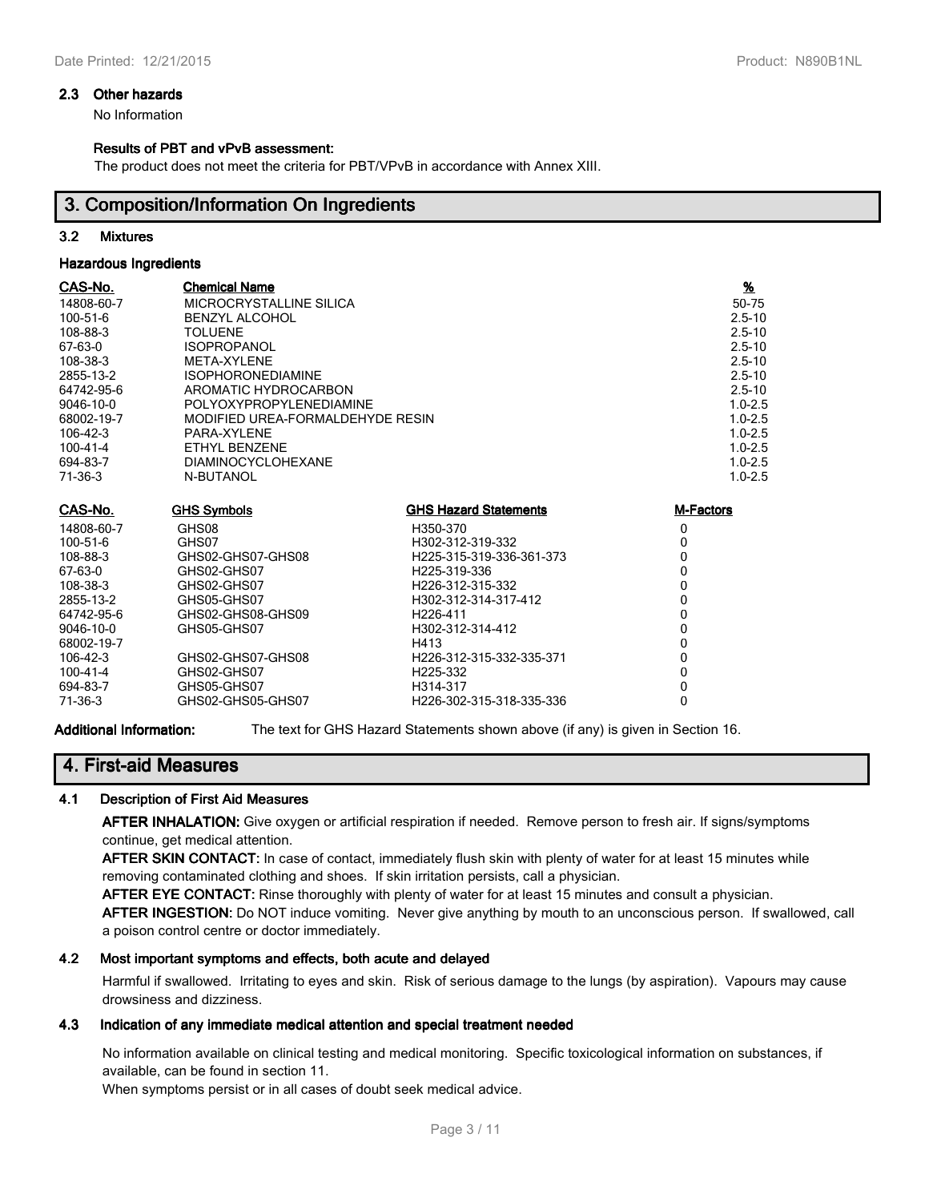### 2.3 Other hazards

No Information

**Results of PBT and vPvB assessment:**

The product does not meet the criteria for PBT/VPvB in accordance with Annex XIII.

## 3. Composition/Information On Ingredients

### 3.2 Mixtures

**Hazardous Ingredients**

| CAS-No. | Chemical Name | % |
|---|---|---|
| 14808-60-7 | MICROCRYSTALLINE SILICA | 50-75 |
| 100-51-6 | BENZYL ALCOHOL | 2.5-10 |
| 108-88-3 | TOLUENE | 2.5-10 |
| 67-63-0 | ISOPROPANOL | 2.5-10 |
| 108-38-3 | META-XYLENE | 2.5-10 |
| 2855-13-2 | ISOPHORONEDIAMINE | 2.5-10 |
| 64742-95-6 | AROMATIC HYDROCARBON | 2.5-10 |
| 9046-10-0 | POLYOXYPROPYLENEDIAMINE | 1.0-2.5 |
| 68002-19-7 | MODIFIED UREA-FORMALDEHYDE RESIN | 1.0-2.5 |
| 106-42-3 | PARA-XYLENE | 1.0-2.5 |
| 100-41-4 | ETHYL BENZENE | 1.0-2.5 |
| 694-83-7 | DIAMINOCYCLOHEXANE | 1.0-2.5 |
| 71-36-3 | N-BUTANOL | 1.0-2.5 |

| CAS-No. | GHS Symbols | GHS Hazard Statements | M-Factors |
|---|---|---|---|
| 14808-60-7 | GHS08 | H350-370 | 0 |
| 100-51-6 | GHS07 | H302-312-319-332 | 0 |
| 108-88-3 | GHS02-GHS07-GHS08 | H225-315-319-336-361-373 | 0 |
| 67-63-0 | GHS02-GHS07 | H225-319-336 | 0 |
| 108-38-3 | GHS02-GHS07 | H226-312-315-332 | 0 |
| 2855-13-2 | GHS05-GHS07 | H302-312-314-317-412 | 0 |
| 64742-95-6 | GHS02-GHS08-GHS09 | H226-411 | 0 |
| 9046-10-0 | GHS05-GHS07 | H302-312-314-412 | 0 |
| 68002-19-7 | | H413 | 0 |
| 106-42-3 | GHS02-GHS07-GHS08 | H226-312-315-332-335-371 | 0 |
| 100-41-4 | GHS02-GHS07 | H225-332 | 0 |
| 694-83-7 | GHS05-GHS07 | H314-317 | 0 |
| 71-36-3 | GHS02-GHS05-GHS07 | H226-302-315-318-335-336 | 0 |

**Additional Information:** The text for GHS Hazard Statements shown above (if any) is given in Section 16.

## 4. First-aid Measures

### 4.1 Description of First Aid Measures

**AFTER INHALATION:** Give oxygen or artificial respiration if needed. Remove person to fresh air. If signs/symptoms continue, get medical attention.

**AFTER SKIN CONTACT:** In case of contact, immediately flush skin with plenty of water for at least 15 minutes while removing contaminated clothing and shoes. If skin irritation persists, call a physician.

**AFTER EYE CONTACT:** Rinse thoroughly with plenty of water for at least 15 minutes and consult a physician.

**AFTER INGESTION:** Do NOT induce vomiting. Never give anything by mouth to an unconscious person. If swallowed, call a poison control centre or doctor immediately.

### 4.2 Most important symptoms and effects, both acute and delayed

Harmful if swallowed. Irritating to eyes and skin. Risk of serious damage to the lungs (by aspiration). Vapours may cause drowsiness and dizziness.

### 4.3 Indication of any immediate medical attention and special treatment needed

No information available on clinical testing and medical monitoring. Specific toxicological information on substances, if available, can be found in section 11.

When symptoms persist or in all cases of doubt seek medical advice.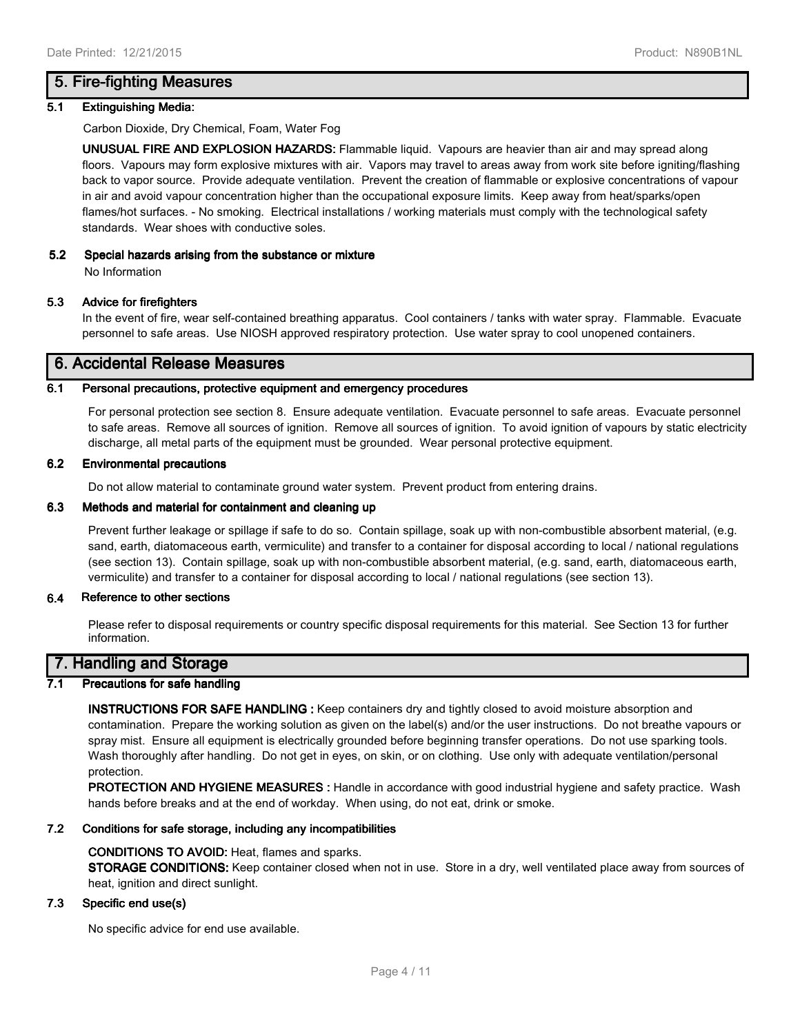## 5. Fire-fighting Measures

### 5.1 Extinguishing Media:

Carbon Dioxide, Dry Chemical, Foam, Water Fog

**UNUSUAL FIRE AND EXPLOSION HAZARDS:** Flammable liquid. Vapours are heavier than air and may spread along floors. Vapours may form explosive mixtures with air. Vapors may travel to areas away from work site before igniting/flashing back to vapor source. Provide adequate ventilation. Prevent the creation of flammable or explosive concentrations of vapour in air and avoid vapour concentration higher than the occupational exposure limits. Keep away from heat/sparks/open flames/hot surfaces. - No smoking. Electrical installations / working materials must comply with the technological safety standards. Wear shoes with conductive soles.

### 5.2 Special hazards arising from the substance or mixture

No Information

### 5.3 Advice for firefighters

In the event of fire, wear self-contained breathing apparatus. Cool containers / tanks with water spray. Flammable. Evacuate personnel to safe areas. Use NIOSH approved respiratory protection. Use water spray to cool unopened containers.

## 6. Accidental Release Measures

### 6.1 Personal precautions, protective equipment and emergency procedures

For personal protection see section 8. Ensure adequate ventilation. Evacuate personnel to safe areas. Evacuate personnel to safe areas. Remove all sources of ignition. Remove all sources of ignition. To avoid ignition of vapours by static electricity discharge, all metal parts of the equipment must be grounded. Wear personal protective equipment.

### 6.2 Environmental precautions

Do not allow material to contaminate ground water system. Prevent product from entering drains.

### 6.3 Methods and material for containment and cleaning up

Prevent further leakage or spillage if safe to do so. Contain spillage, soak up with non-combustible absorbent material, (e.g. sand, earth, diatomaceous earth, vermiculite) and transfer to a container for disposal according to local / national regulations (see section 13). Contain spillage, soak up with non-combustible absorbent material, (e.g. sand, earth, diatomaceous earth, vermiculite) and transfer to a container for disposal according to local / national regulations (see section 13).

### 6.4 Reference to other sections

Please refer to disposal requirements or country specific disposal requirements for this material. See Section 13 for further information.

## 7. Handling and Storage

### 7.1 Precautions for safe handling

**INSTRUCTIONS FOR SAFE HANDLING :** Keep containers dry and tightly closed to avoid moisture absorption and contamination. Prepare the working solution as given on the label(s) and/or the user instructions. Do not breathe vapours or spray mist. Ensure all equipment is electrically grounded before beginning transfer operations. Do not use sparking tools. Wash thoroughly after handling. Do not get in eyes, on skin, or on clothing. Use only with adequate ventilation/personal protection.

**PROTECTION AND HYGIENE MEASURES :** Handle in accordance with good industrial hygiene and safety practice. Wash hands before breaks and at the end of workday. When using, do not eat, drink or smoke.

### 7.2 Conditions for safe storage, including any incompatibilities

**CONDITIONS TO AVOID:** Heat, flames and sparks.

**STORAGE CONDITIONS:** Keep container closed when not in use. Store in a dry, well ventilated place away from sources of heat, ignition and direct sunlight.

### 7.3 Specific end use(s)

No specific advice for end use available.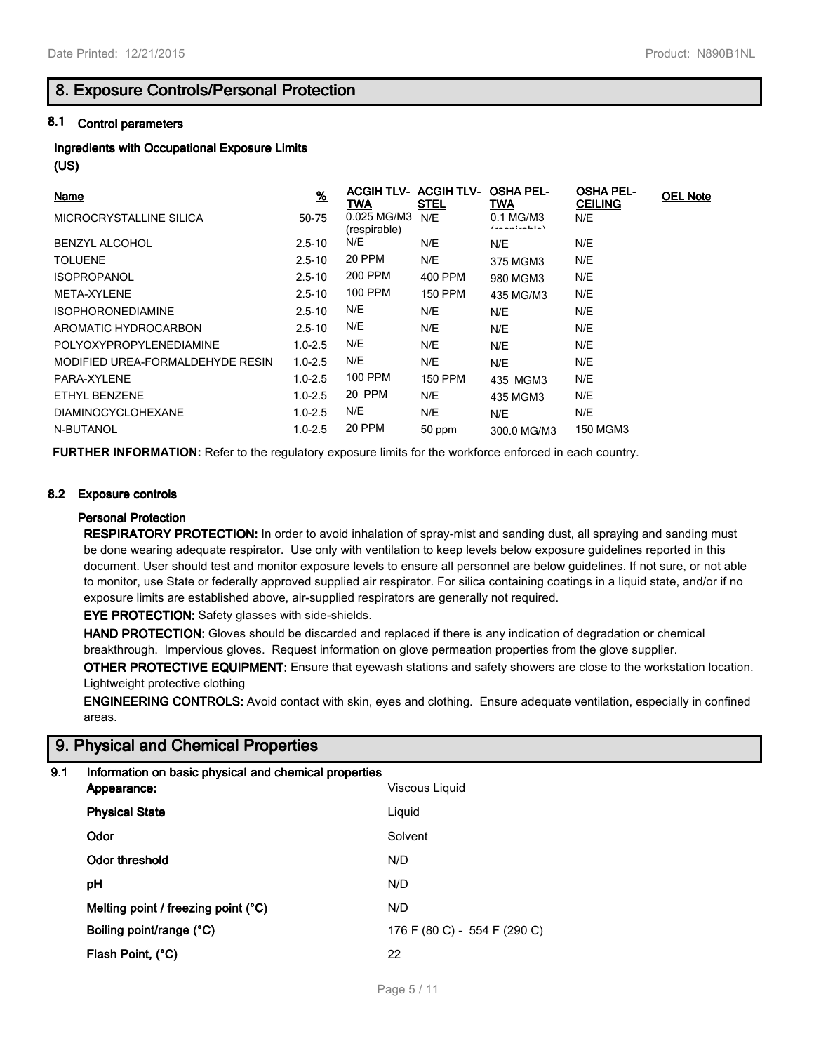## 8. Exposure Controls/Personal Protection

### 8.1 Control parameters

**Ingredients with Occupational Exposure Limits**

**(US)**

| Name | % | ACGIH TLV-TWA | ACGIH TLV-STEL | OSHA PEL-TWA | OSHA PEL-CEILING | OEL Note |
|---|---|---|---|---|---|---|
| MICROCRYSTALLINE SILICA | 50-75 | 0.025 MG/M3 (respirable) | N/E | 0.1 MG/M3 (respirable) | N/E | |
| BENZYL ALCOHOL | 2.5-10 | N/E | N/E | N/E | N/E | |
| TOLUENE | 2.5-10 | 20 PPM | N/E | 375 MGM3 | N/E | |
| ISOPROPANOL | 2.5-10 | 200 PPM | 400 PPM | 980 MGM3 | N/E | |
| META-XYLENE | 2.5-10 | 100 PPM | 150 PPM | 435 MG/M3 | N/E | |
| ISOPHORONEDIAMINE | 2.5-10 | N/E | N/E | N/E | N/E | |
| AROMATIC HYDROCARBON | 2.5-10 | N/E | N/E | N/E | N/E | |
| POLYOXYPROPYLENEDIAMINE | 1.0-2.5 | N/E | N/E | N/E | N/E | |
| MODIFIED UREA-FORMALDEHYDE RESIN | 1.0-2.5 | N/E | N/E | N/E | N/E | |
| PARA-XYLENE | 1.0-2.5 | 100 PPM | 150 PPM | 435 MGM3 | N/E | |
| ETHYL BENZENE | 1.0-2.5 | 20 PPM | N/E | 435 MGM3 | N/E | |
| DIAMINOCYCLOHEXANE | 1.0-2.5 | N/E | N/E | N/E | N/E | |
| N-BUTANOL | 1.0-2.5 | 20 PPM | 50 ppm | 300.0 MG/M3 | 150 MGM3 | |

**FURTHER INFORMATION:** Refer to the regulatory exposure limits for the workforce enforced in each country.

### 8.2 Exposure controls

**Personal Protection**

**RESPIRATORY PROTECTION:** In order to avoid inhalation of spray-mist and sanding dust, all spraying and sanding must be done wearing adequate respirator. Use only with ventilation to keep levels below exposure guidelines reported in this document. User should test and monitor exposure levels to ensure all personnel are below guidelines. If not sure, or not able to monitor, use State or federally approved supplied air respirator. For silica containing coatings in a liquid state, and/or if no exposure limits are established above, air-supplied respirators are generally not required.

**EYE PROTECTION:** Safety glasses with side-shields.

**HAND PROTECTION:** Gloves should be discarded and replaced if there is any indication of degradation or chemical breakthrough. Impervious gloves. Request information on glove permeation properties from the glove supplier.

**OTHER PROTECTIVE EQUIPMENT:** Ensure that eyewash stations and safety showers are close to the workstation location. Lightweight protective clothing

**ENGINEERING CONTROLS:** Avoid contact with skin, eyes and clothing. Ensure adequate ventilation, especially in confined areas.

## 9. Physical and Chemical Properties

### 9.1 Information on basic physical and chemical properties

| | |
|---|---|
| **Appearance:** | Viscous Liquid |
| **Physical State** | Liquid |
| **Odor** | Solvent |
| **Odor threshold** | N/D |
| **pH** | N/D |
| **Melting point / freezing point (°C)** | N/D |
| **Boiling point/range (°C)** | 176 F (80 C) - 554 F (290 C) |
| **Flash Point, (°C)** | 22 |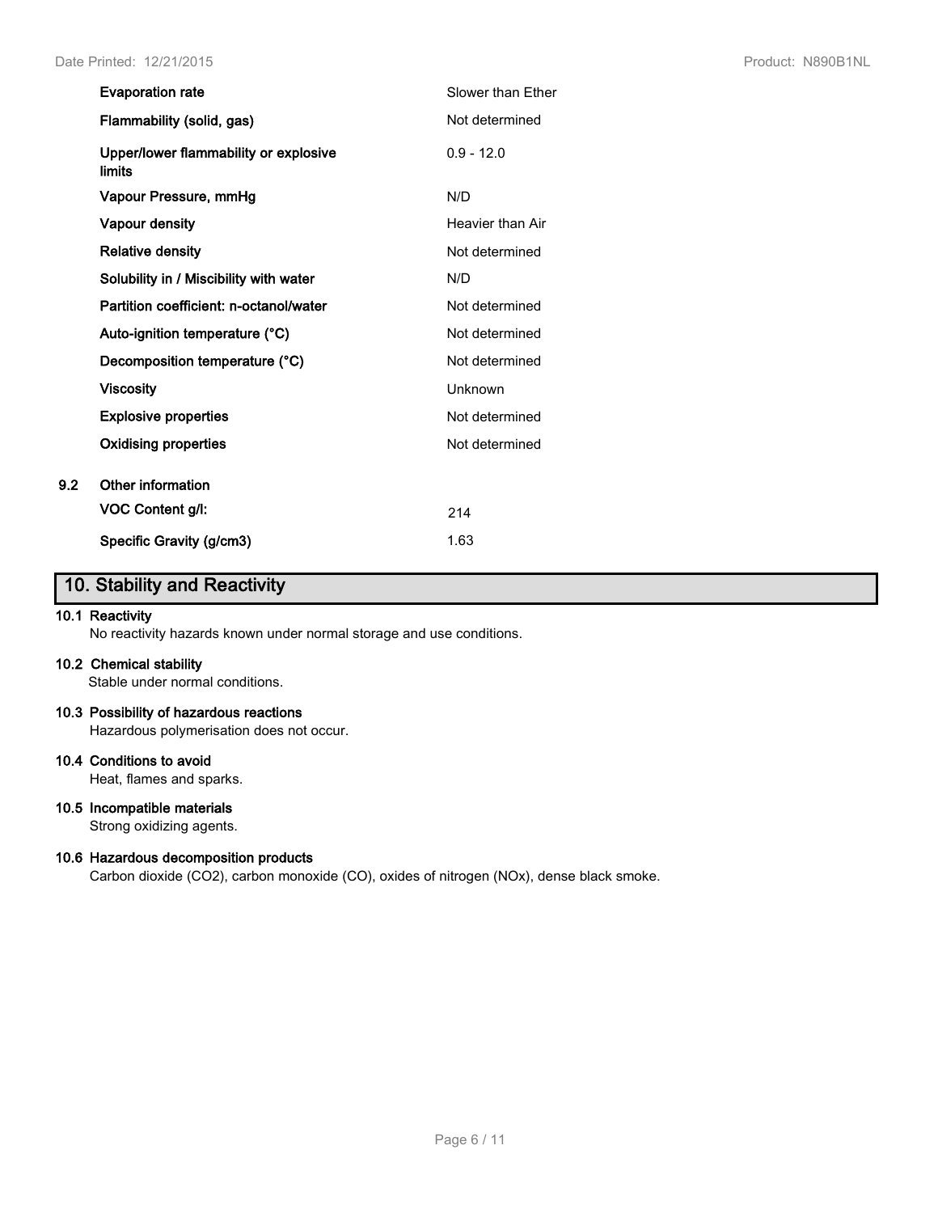| | |
|---|---|
| **Evaporation rate** | Slower than Ether |
| **Flammability (solid, gas)** | Not determined |
| **Upper/lower flammability or explosive limits** | 0.9 - 12.0 |
| **Vapour Pressure, mmHg** | N/D |
| **Vapour density** | Heavier than Air |
| **Relative density** | Not determined |
| **Solubility in / Miscibility with water** | N/D |
| **Partition coefficient: n-octanol/water** | Not determined |
| **Auto-ignition temperature (°C)** | Not determined |
| **Decomposition temperature (°C)** | Not determined |
| **Viscosity** | Unknown |
| **Explosive properties** | Not determined |
| **Oxidising properties** | Not determined |

**9.2 Other information**

| | |
|---|---|
| **VOC Content g/l:** | 214 |
| **Specific Gravity (g/cm3)** | 1.63 |

## 10. Stability and Reactivity

**10.1 Reactivity**
No reactivity hazards known under normal storage and use conditions.

**10.2 Chemical stability**
Stable under normal conditions.

**10.3 Possibility of hazardous reactions**
Hazardous polymerisation does not occur.

**10.4 Conditions to avoid**
Heat, flames and sparks.

**10.5 Incompatible materials**
Strong oxidizing agents.

**10.6 Hazardous decomposition products**
Carbon dioxide ($CO_2$), carbon monoxide (CO), oxides of nitrogen ($NO_x$), dense black smoke.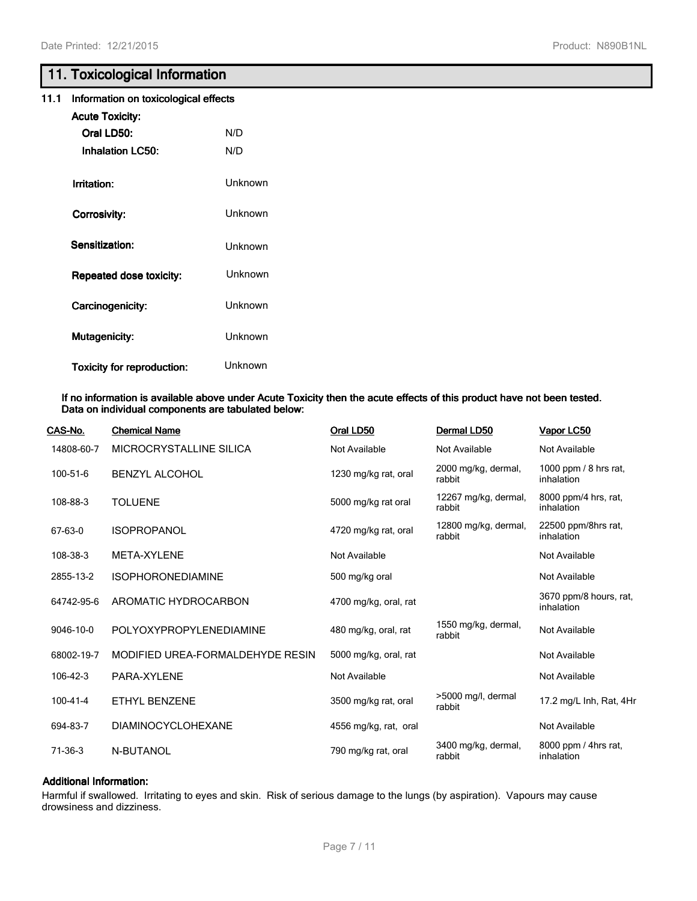## 11. Toxicological Information

### 11.1 Information on toxicological effects

**Acute Toxicity:**

| | |
|---|---|
| **Oral LD50:** | N/D |
| **Inhalation LC50:** | N/D |
| **Irritation:** | Unknown |
| **Corrosivity:** | Unknown |
| **Sensitization:** | Unknown |
| **Repeated dose toxicity:** | Unknown |
| **Carcinogenicity:** | Unknown |
| **Mutagenicity:** | Unknown |
| **Toxicity for reproduction:** | Unknown |

**If no information is available above under Acute Toxicity then the acute effects of this product have not been tested. Data on individual components are tabulated below:**

| CAS-No. | Chemical Name | Oral LD50 | Dermal LD50 | Vapor LC50 |
|---|---|---|---|---|
| 14808-60-7 | MICROCRYSTALLINE SILICA | Not Available | Not Available | Not Available |
| 100-51-6 | BENZYL ALCOHOL | 1230 mg/kg rat, oral | 2000 mg/kg, dermal, rabbit | 1000 ppm / 8 hrs rat, inhalation |
| 108-88-3 | TOLUENE | 5000 mg/kg rat oral | 12267 mg/kg, dermal, rabbit | 8000 ppm/4 hrs, rat, inhalation |
| 67-63-0 | ISOPROPANOL | 4720 mg/kg rat, oral | 12800 mg/kg, dermal, rabbit | 22500 ppm/8hrs rat, inhalation |
| 108-38-3 | META-XYLENE | Not Available | | Not Available |
| 2855-13-2 | ISOPHORONEDIAMINE | 500 mg/kg oral | | Not Available |
| 64742-95-6 | AROMATIC HYDROCARBON | 4700 mg/kg, oral, rat | | 3670 ppm/8 hours, rat, inhalation |
| 9046-10-0 | POLYOXYPROPYLENEDIAMINE | 480 mg/kg, oral, rat | 1550 mg/kg, dermal, rabbit | Not Available |
| 68002-19-7 | MODIFIED UREA-FORMALDEHYDE RESIN | 5000 mg/kg, oral, rat | | Not Available |
| 106-42-3 | PARA-XYLENE | Not Available | | Not Available |
| 100-41-4 | ETHYL BENZENE | 3500 mg/kg rat, oral | >5000 mg/l, dermal rabbit | 17.2 mg/L Inh, Rat, 4Hr |
| 694-83-7 | DIAMINOCYCLOHEXANE | 4556 mg/kg, rat, oral | | Not Available |
| 71-36-3 | N-BUTANOL | 790 mg/kg rat, oral | 3400 mg/kg, dermal, rabbit | 8000 ppm / 4hrs rat, inhalation |

**Additional Information:**

Harmful if swallowed. Irritating to eyes and skin. Risk of serious damage to the lungs (by aspiration). Vapours may cause drowsiness and dizziness.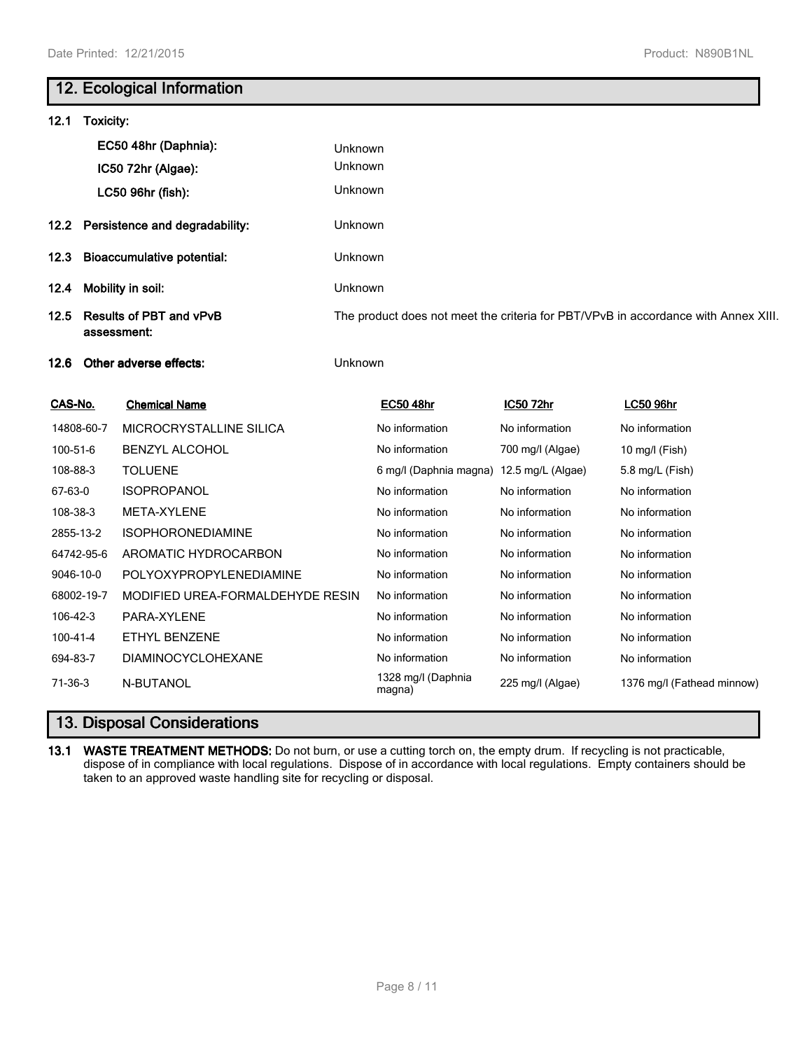## 12. Ecological Information

**12.1 Toxicity:**

| | |
|---|---|
| **EC50 48hr (Daphnia):** | Unknown |
| **IC50 72hr (Algae):** | Unknown |
| **LC50 96hr (fish):** | Unknown |

**12.2 Persistence and degradability:** Unknown

**12.3 Bioaccumulative potential:** Unknown

**12.4 Mobility in soil:** Unknown

**12.5 Results of PBT and vPvB assessment:** The product does not meet the criteria for PBT/VPvB in accordance with Annex XIII.

**12.6 Other adverse effects:** Unknown

| CAS-No. | Chemical Name | EC50 48hr | IC50 72hr | LC50 96hr |
|---|---|---|---|---|
| 14808-60-7 | MICROCRYSTALLINE SILICA | No information | No information | No information |
| 100-51-6 | BENZYL ALCOHOL | No information | 700 mg/l (Algae) | 10 mg/l (Fish) |
| 108-88-3 | TOLUENE | 6 mg/l (Daphnia magna) | 12.5 mg/L (Algae) | 5.8 mg/L (Fish) |
| 67-63-0 | ISOPROPANOL | No information | No information | No information |
| 108-38-3 | META-XYLENE | No information | No information | No information |
| 2855-13-2 | ISOPHORONEDIAMINE | No information | No information | No information |
| 64742-95-6 | AROMATIC HYDROCARBON | No information | No information | No information |
| 9046-10-0 | POLYOXYPROPYLENEDIAMINE | No information | No information | No information |
| 68002-19-7 | MODIFIED UREA-FORMALDEHYDE RESIN | No information | No information | No information |
| 106-42-3 | PARA-XYLENE | No information | No information | No information |
| 100-41-4 | ETHYL BENZENE | No information | No information | No information |
| 694-83-7 | DIAMINOCYCLOHEXANE | No information | No information | No information |
| 71-36-3 | N-BUTANOL | 1328 mg/l (Daphnia magna) | 225 mg/l (Algae) | 1376 mg/l (Fathead minnow) |

## 13. Disposal Considerations

**13.1 WASTE TREATMENT METHODS:** Do not burn, or use a cutting torch on, the empty drum. If recycling is not practicable, dispose of in compliance with local regulations. Dispose of in accordance with local regulations. Empty containers should be taken to an approved waste handling site for recycling or disposal.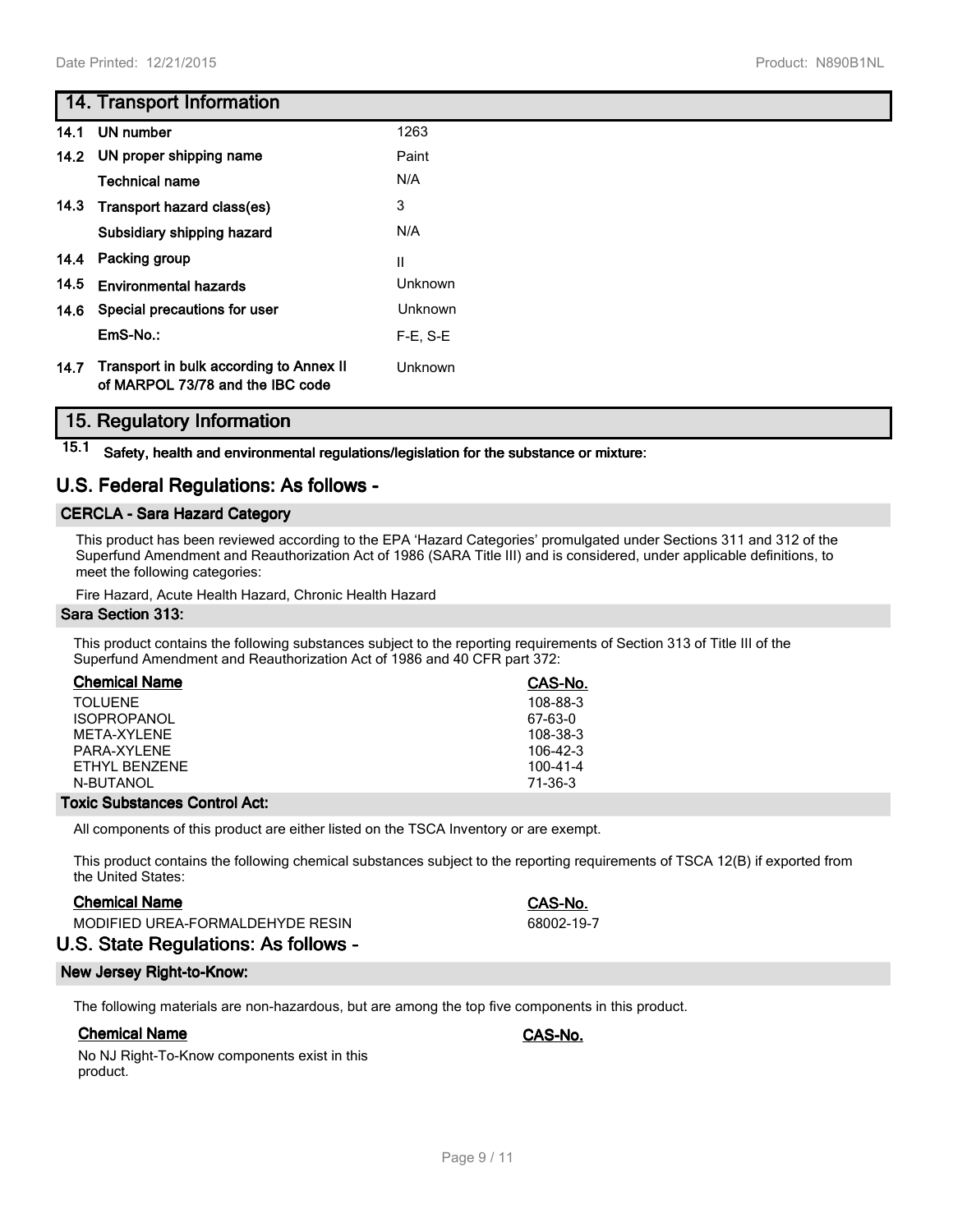## 14. Transport Information

| | | |
|---|---|---|
| 14.1 | UN number | 1263 |
| 14.2 | UN proper shipping name | Paint |
| | Technical name | N/A |
| 14.3 | Transport hazard class(es) | 3 |
| | Subsidiary shipping hazard | N/A |
| 14.4 | Packing group | II |
| 14.5 | Environmental hazards | Unknown |
| 14.6 | Special precautions for user | Unknown |
| | EmS-No.: | F-E, S-E |
| 14.7 | Transport in bulk according to Annex II of MARPOL 73/78 and the IBC code | Unknown |

## 15. Regulatory Information

**15.1 Safety, health and environmental regulations/legislation for the substance or mixture:**

## U.S. Federal Regulations: As follows -

### CERCLA - Sara Hazard Category

This product has been reviewed according to the EPA 'Hazard Categories' promulgated under Sections 311 and 312 of the Superfund Amendment and Reauthorization Act of 1986 (SARA Title III) and is considered, under applicable definitions, to meet the following categories:

Fire Hazard, Acute Health Hazard, Chronic Health Hazard

### Sara Section 313:

This product contains the following substances subject to the reporting requirements of Section 313 of Title III of the Superfund Amendment and Reauthorization Act of 1986 and 40 CFR part 372:

| Chemical Name | CAS-No. |
|---|---|
| TOLUENE | 108-88-3 |
| ISOPROPANOL | 67-63-0 |
| META-XYLENE | 108-38-3 |
| PARA-XYLENE | 106-42-3 |
| ETHYL BENZENE | 100-41-4 |
| N-BUTANOL | 71-36-3 |

### Toxic Substances Control Act:

All components of this product are either listed on the TSCA Inventory or are exempt.

This product contains the following chemical substances subject to the reporting requirements of TSCA 12(B) if exported from the United States:

| Chemical Name | CAS-No. |
|---|---|
| MODIFIED UREA-FORMALDEHYDE RESIN | 68002-19-7 |

## U.S. State Regulations: As follows -

### New Jersey Right-to-Know:

The following materials are non-hazardous, but are among the top five components in this product.

| Chemical Name | CAS-No. |
|---|---|
| No NJ Right-To-Know components exist in this product. | |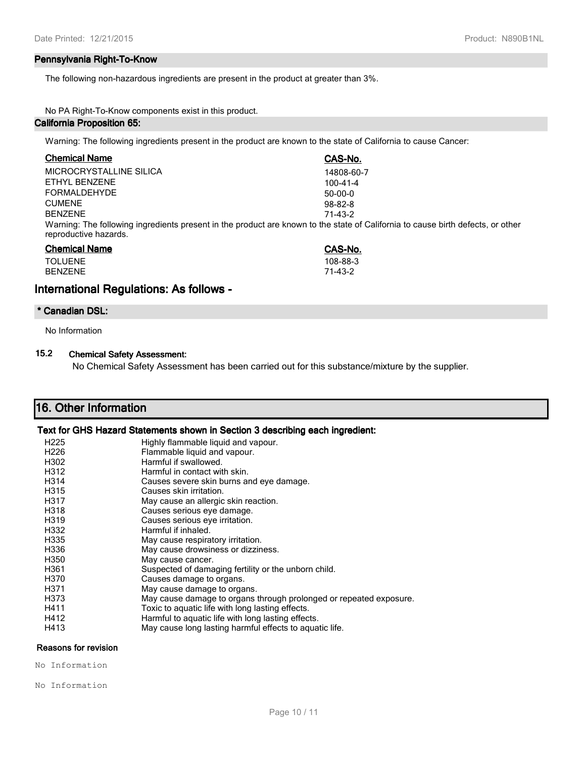#### Pennsylvania Right-To-Know

The following non-hazardous ingredients are present in the product at greater than 3%.

No PA Right-To-Know components exist in this product.

#### California Proposition 65:

Warning: The following ingredients present in the product are known to the state of California to cause Cancer:

| Chemical Name | CAS-No. |
|---|---|
| MICROCRYSTALLINE SILICA | 14808-60-7 |
| ETHYL BENZENE | 100-41-4 |
| FORMALDEHYDE | 50-00-0 |
| CUMENE | 98-82-8 |
| BENZENE | 71-43-2 |

Warning: The following ingredients present in the product are known to the state of California to cause birth defects, or other reproductive hazards.

| Chemical Name | CAS-No. |
|---|---|
| TOLUENE | 108-88-3 |
| BENZENE | 71-43-2 |

## International Regulations: As follows -

#### * Canadian DSL:

No Information

#### 15.2 Chemical Safety Assessment:

No Chemical Safety Assessment has been carried out for this substance/mixture by the supplier.

## 16. Other Information

#### Text for GHS Hazard Statements shown in Section 3 describing each ingredient:

| | |
|---|---|
| H225 | Highly flammable liquid and vapour. |
| H226 | Flammable liquid and vapour. |
| H302 | Harmful if swallowed. |
| H312 | Harmful in contact with skin. |
| H314 | Causes severe skin burns and eye damage. |
| H315 | Causes skin irritation. |
| H317 | May cause an allergic skin reaction. |
| H318 | Causes serious eye damage. |
| H319 | Causes serious eye irritation. |
| H332 | Harmful if inhaled. |
| H335 | May cause respiratory irritation. |
| H336 | May cause drowsiness or dizziness. |
| H350 | May cause cancer. |
| H361 | Suspected of damaging fertility or the unborn child. |
| H370 | Causes damage to organs. |
| H371 | May cause damage to organs. |
| H373 | May cause damage to organs through prolonged or repeated exposure. |
| H411 | Toxic to aquatic life with long lasting effects. |
| H412 | Harmful to aquatic life with long lasting effects. |
| H413 | May cause long lasting harmful effects to aquatic life. |

#### Reasons for revision

No Information

No Information